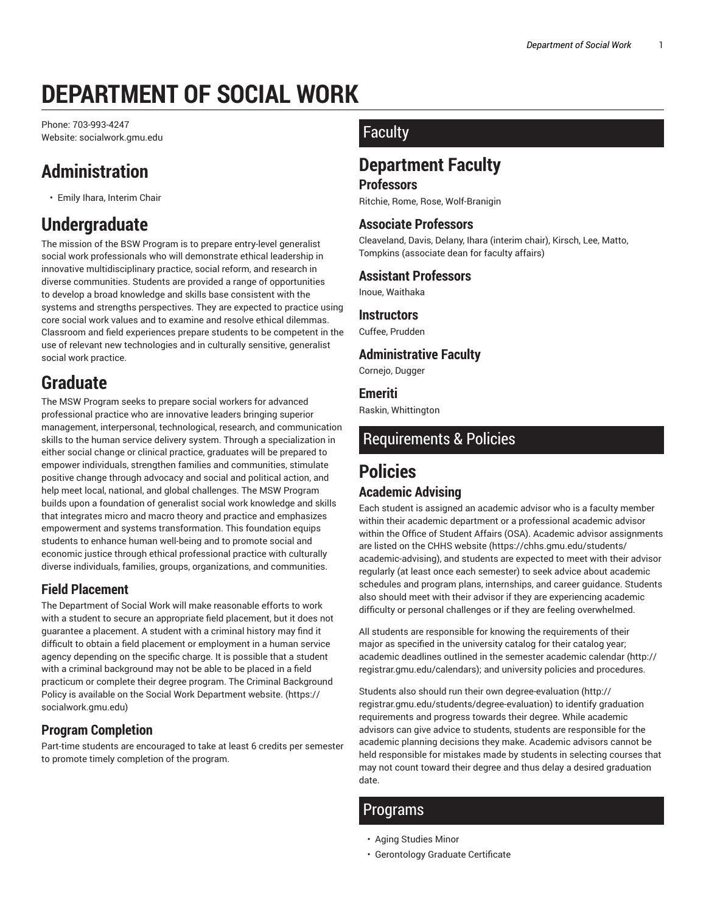# DEPARTMENT OF SOCIAL WORK

Phone: 703-993-4247
Website: socialwork.gmu.edu

## Administration

- Emily Ihara, Interim Chair

## Undergraduate

The mission of the BSW Program is to prepare entry-level generalist social work professionals who will demonstrate ethical leadership in innovative multidisciplinary practice, social reform, and research in diverse communities. Students are provided a range of opportunities to develop a broad knowledge and skills base consistent with the systems and strengths perspectives. They are expected to practice using core social work values and to examine and resolve ethical dilemmas. Classroom and field experiences prepare students to be competent in the use of relevant new technologies and in culturally sensitive, generalist social work practice.

## Graduate

The MSW Program seeks to prepare social workers for advanced professional practice who are innovative leaders bringing superior management, interpersonal, technological, research, and communication skills to the human service delivery system. Through a specialization in either social change or clinical practice, graduates will be prepared to empower individuals, strengthen families and communities, stimulate positive change through advocacy and social and political action, and help meet local, national, and global challenges. The MSW Program builds upon a foundation of generalist social work knowledge and skills that integrates micro and macro theory and practice and emphasizes empowerment and systems transformation. This foundation equips students to enhance human well-being and to promote social and economic justice through ethical professional practice with culturally diverse individuals, families, groups, organizations, and communities.

### Field Placement

The Department of Social Work will make reasonable efforts to work with a student to secure an appropriate field placement, but it does not guarantee a placement. A student with a criminal history may find it difficult to obtain a field placement or employment in a human service agency depending on the specific charge. It is possible that a student with a criminal background may not be able to be placed in a field practicum or complete their degree program. The Criminal Background Policy is available on the Social Work Department website. (https://socialwork.gmu.edu)

### Program Completion

Part-time students are encouraged to take at least 6 credits per semester to promote timely completion of the program.

## Faculty

## Department Faculty

### Professors

Ritchie, Rome, Rose, Wolf-Branigin

### Associate Professors

Cleaveland, Davis, Delany, Ihara (interim chair), Kirsch, Lee, Matto, Tompkins (associate dean for faculty affairs)

### Assistant Professors

Inoue, Waithaka

### Instructors

Cuffee, Prudden

### Administrative Faculty

Cornejo, Dugger

### Emeriti

Raskin, Whittington

## Requirements & Policies

## Policies

### Academic Advising

Each student is assigned an academic advisor who is a faculty member within their academic department or a professional academic advisor within the Office of Student Affairs (OSA). Academic advisor assignments are listed on the CHHS website (https://chhs.gmu.edu/students/academic-advising), and students are expected to meet with their advisor regularly (at least once each semester) to seek advice about academic schedules and program plans, internships, and career guidance. Students also should meet with their advisor if they are experiencing academic difficulty or personal challenges or if they are feeling overwhelmed.

All students are responsible for knowing the requirements of their major as specified in the university catalog for their catalog year; academic deadlines outlined in the semester academic calendar (http://registrar.gmu.edu/calendars); and university policies and procedures.

Students also should run their own degree-evaluation (http://registrar.gmu.edu/students/degree-evaluation) to identify graduation requirements and progress towards their degree. While academic advisors can give advice to students, students are responsible for the academic planning decisions they make. Academic advisors cannot be held responsible for mistakes made by students in selecting courses that may not count toward their degree and thus delay a desired graduation date.

## Programs

- Aging Studies Minor
- Gerontology Graduate Certificate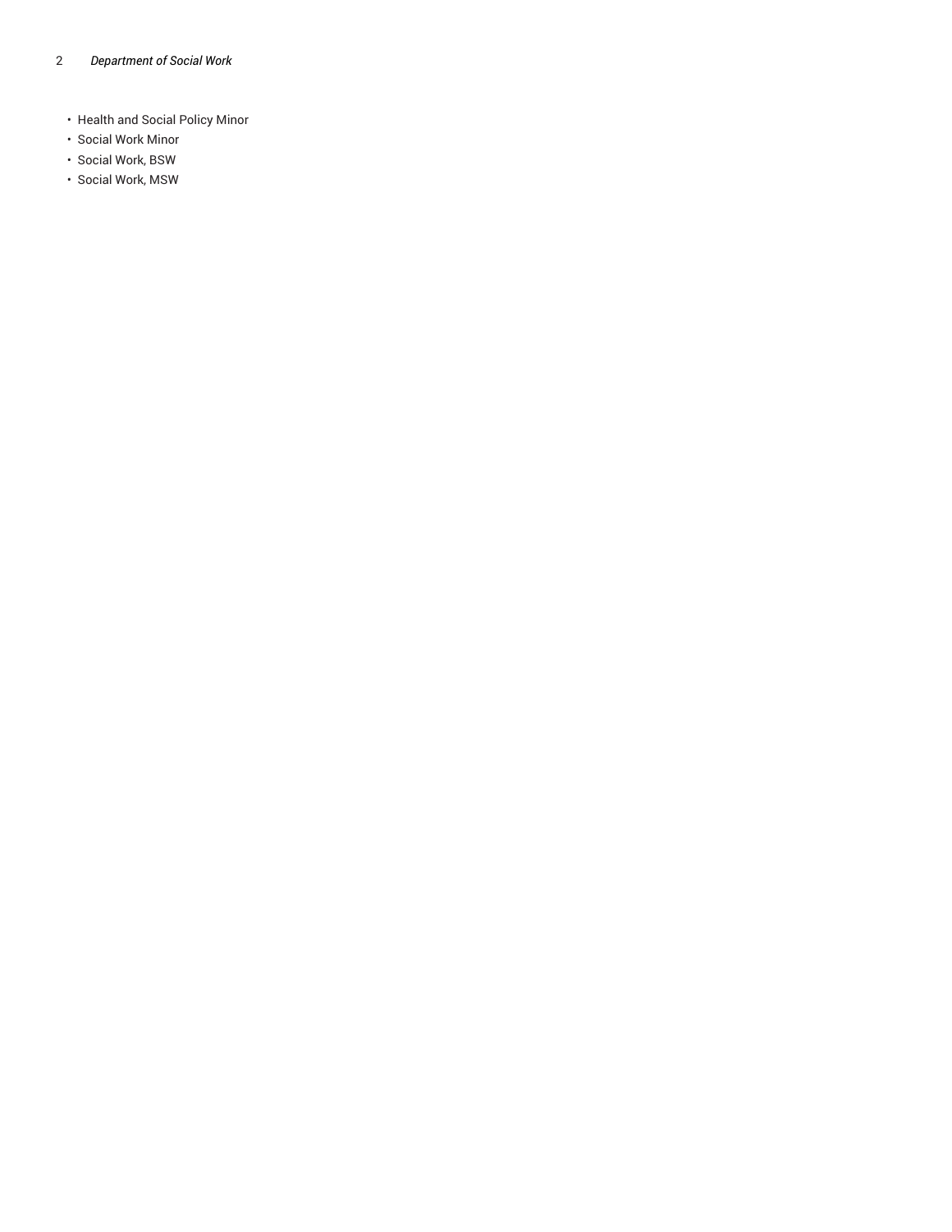- Health and Social Policy Minor
- Social Work Minor
- Social Work, BSW
- Social Work, MSW